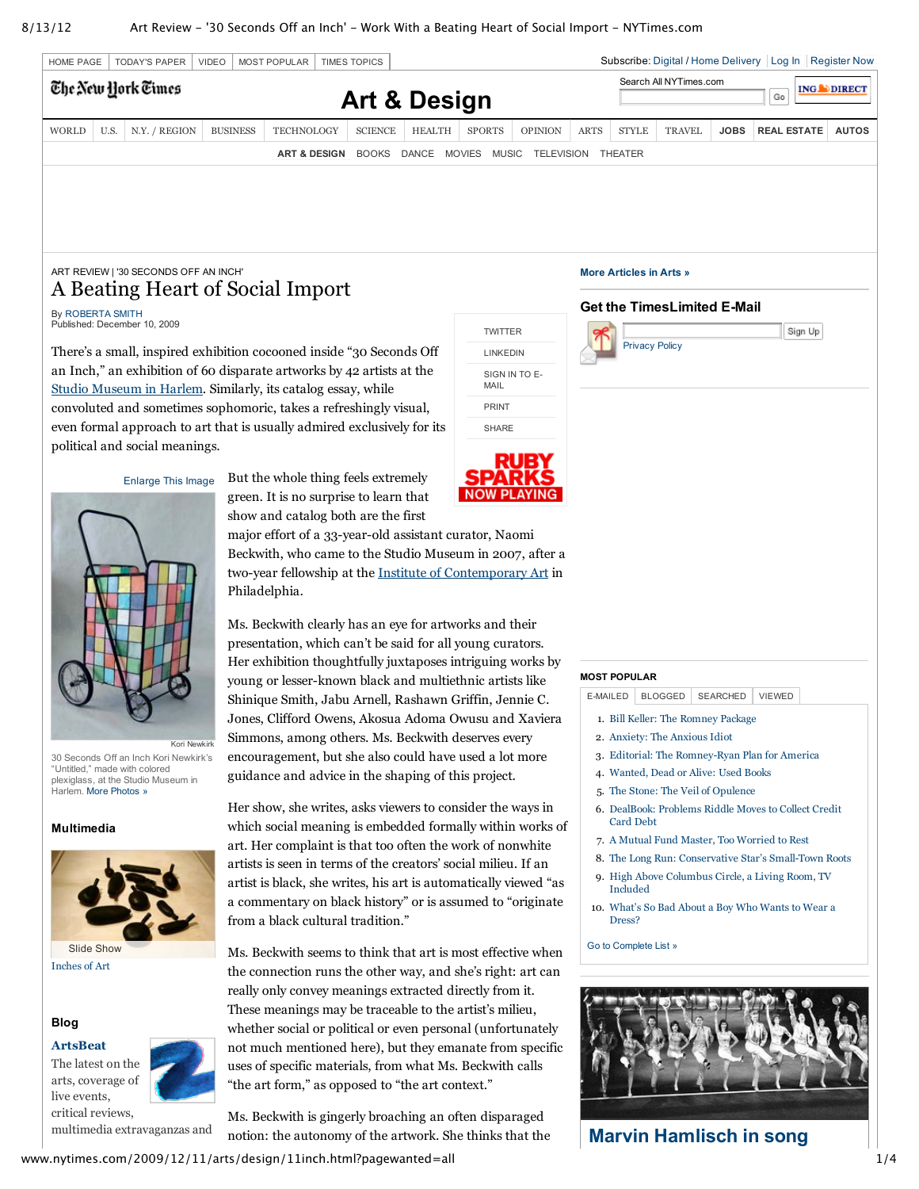ART REVIEW | '30 SECONDS OFF AN INCH'

# A Beating Heart of Social Import

By ROBERTA SMITH
Published: December 10, 2009

There's a small, inspired exhibition cocooned inside "30 Seconds Off an Inch," an exhibition of 60 disparate artworks by 42 artists at the Studio Museum in Harlem. Similarly, its catalog essay, while convoluted and sometimes sophomoric, takes a refreshingly visual, even formal approach to art that is usually admired exclusively for its political and social meanings.

Kori Newkirk

30 Seconds Off an Inch Kori Newkirk's "Untitled," made with colored plexiglass, at the Studio Museum in Harlem. More Photos »

But the whole thing feels extremely green. It is no surprise to learn that show and catalog both are the first major effort of a 33-year-old assistant curator, Naomi Beckwith, who came to the Studio Museum in 2007, after a two-year fellowship at the Institute of Contemporary Art in Philadelphia.

Ms. Beckwith clearly has an eye for artworks and their presentation, which can't be said for all young curators. Her exhibition thoughtfully juxtaposes intriguing works by young or lesser-known black and multiethnic artists like Shinique Smith, Jabu Arnell, Rashawn Griffin, Jennie C. Jones, Clifford Owens, Akosua Adoma Owusu and Xaviera Simmons, among others. Ms. Beckwith deserves every encouragement, but she also could have used a lot more guidance and advice in the shaping of this project.

Her show, she writes, asks viewers to consider the ways in which social meaning is embedded formally within works of art. Her complaint is that too often the work of nonwhite artists is seen in terms of the creators' social milieu. If an artist is black, she writes, his art is automatically viewed "as a commentary on black history" or is assumed to "originate from a black cultural tradition."

Ms. Beckwith seems to think that art is most effective when the connection runs the other way, and she's right: art can really only convey meanings extracted directly from it. These meanings may be traceable to the artist's milieu, whether social or political or even personal (unfortunately not much mentioned here), but they emanate from specific uses of specific materials, from what Ms. Beckwith calls "the art form," as opposed to "the art context."

Ms. Beckwith is gingerly broaching an often disparaged notion: the autonomy of the artwork. She thinks that the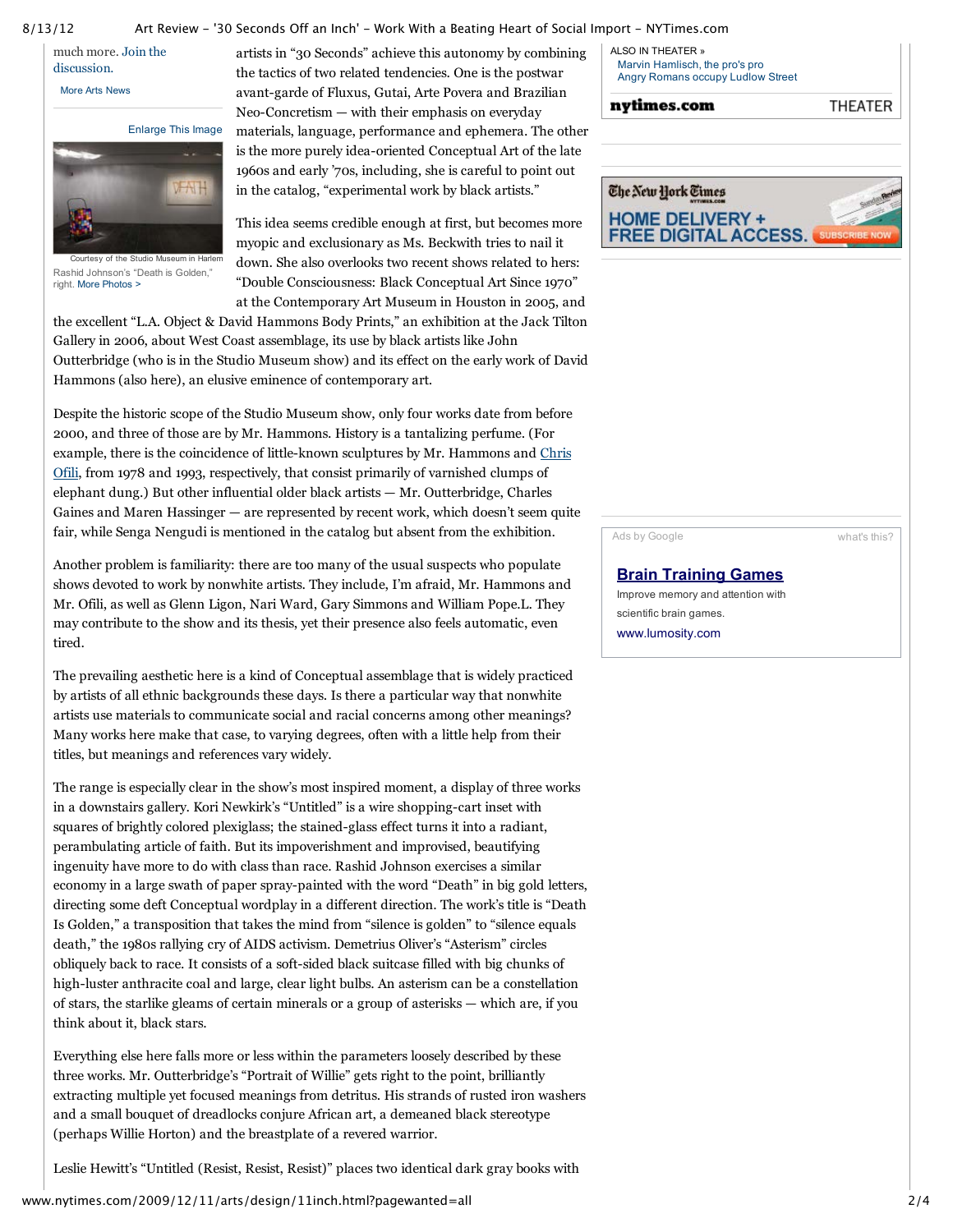much more. Join the discussion.

More Arts News

Enlarge This Image

Courtesy of the Studio Museum in Harlem

Rashid Johnson's "Death is Golden," right. More Photos >

artists in "30 Seconds" achieve this autonomy by combining the tactics of two related tendencies. One is the postwar avant-garde of Fluxus, Gutai, Arte Povera and Brazilian Neo-Concretism — with their emphasis on everyday materials, language, performance and ephemera. The other is the more purely idea-oriented Conceptual Art of the late 1960s and early '70s, including, she is careful to point out in the catalog, "experimental work by black artists."

This idea seems credible enough at first, but becomes more myopic and exclusionary as Ms. Beckwith tries to nail it down. She also overlooks two recent shows related to hers: "Double Consciousness: Black Conceptual Art Since 1970" at the Contemporary Art Museum in Houston in 2005, and the excellent "L.A. Object & David Hammons Body Prints," an exhibition at the Jack Tilton Gallery in 2006, about West Coast assemblage, its use by black artists like John Outterbridge (who is in the Studio Museum show) and its effect on the early work of David Hammons (also here), an elusive eminence of contemporary art.

Despite the historic scope of the Studio Museum show, only four works date from before 2000, and three of those are by Mr. Hammons. History is a tantalizing perfume. (For example, there is the coincidence of little-known sculptures by Mr. Hammons and Chris Ofili, from 1978 and 1993, respectively, that consist primarily of varnished clumps of elephant dung.) But other influential older black artists — Mr. Outterbridge, Charles Gaines and Maren Hassinger — are represented by recent work, which doesn't seem quite fair, while Senga Nengudi is mentioned in the catalog but absent from the exhibition.

Another problem is familiarity: there are too many of the usual suspects who populate shows devoted to work by nonwhite artists. They include, I'm afraid, Mr. Hammons and Mr. Ofili, as well as Glenn Ligon, Nari Ward, Gary Simmons and William Pope.L. They may contribute to the show and its thesis, yet their presence also feels automatic, even tired.

The prevailing aesthetic here is a kind of Conceptual assemblage that is widely practiced by artists of all ethnic backgrounds these days. Is there a particular way that nonwhite artists use materials to communicate social and racial concerns among other meanings? Many works here make that case, to varying degrees, often with a little help from their titles, but meanings and references vary widely.

The range is especially clear in the show's most inspired moment, a display of three works in a downstairs gallery. Kori Newkirk's "Untitled" is a wire shopping-cart inset with squares of brightly colored plexiglass; the stained-glass effect turns it into a radiant, perambulating article of faith. But its impoverishment and improvised, beautifying ingenuity have more to do with class than race. Rashid Johnson exercises a similar economy in a large swath of paper spray-painted with the word "Death" in big gold letters, directing some deft Conceptual wordplay in a different direction. The work's title is "Death Is Golden," a transposition that takes the mind from "silence is golden" to "silence equals death," the 1980s rallying cry of AIDS activism. Demetrius Oliver's "Asterism" circles obliquely back to race. It consists of a soft-sided black suitcase filled with big chunks of high-luster anthracite coal and large, clear light bulbs. An asterism can be a constellation of stars, the starlike gleams of certain minerals or a group of asterisks — which are, if you think about it, black stars.

Everything else here falls more or less within the parameters loosely described by these three works. Mr. Outterbridge's "Portrait of Willie" gets right to the point, brilliantly extracting multiple yet focused meanings from detritus. His strands of rusted iron washers and a small bouquet of dreadlocks conjure African art, a demeaned black stereotype (perhaps Willie Horton) and the breastplate of a revered warrior.

Leslie Hewitt's "Untitled (Resist, Resist, Resist)" places two identical dark gray books with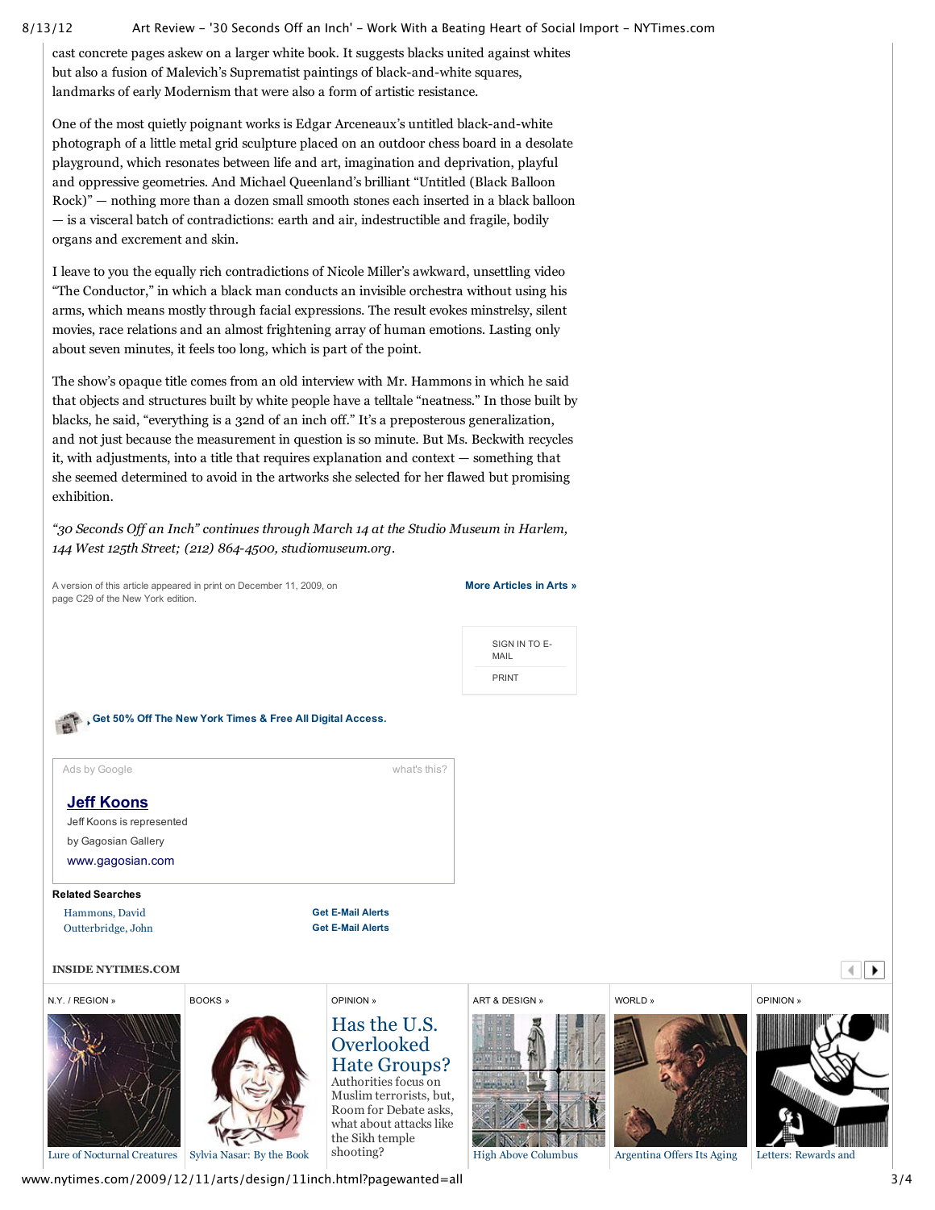cast concrete pages askew on a larger white book. It suggests blacks united against whites but also a fusion of Malevich's Suprematist paintings of black-and-white squares, landmarks of early Modernism that were also a form of artistic resistance.

One of the most quietly poignant works is Edgar Arceneaux's untitled black-and-white photograph of a little metal grid sculpture placed on an outdoor chess board in a desolate playground, which resonates between life and art, imagination and deprivation, playful and oppressive geometries. And Michael Queenland's brilliant "Untitled (Black Balloon Rock)" — nothing more than a dozen small smooth stones each inserted in a black balloon — is a visceral batch of contradictions: earth and air, indestructible and fragile, bodily organs and excrement and skin.

I leave to you the equally rich contradictions of Nicole Miller's awkward, unsettling video "The Conductor," in which a black man conducts an invisible orchestra without using his arms, which means mostly through facial expressions. The result evokes minstrelsy, silent movies, race relations and an almost frightening array of human emotions. Lasting only about seven minutes, it feels too long, which is part of the point.

The show's opaque title comes from an old interview with Mr. Hammons in which he said that objects and structures built by white people have a telltale "neatness." In those built by blacks, he said, "everything is a 32nd of an inch off." It's a preposterous generalization, and not just because the measurement in question is so minute. But Ms. Beckwith recycles it, with adjustments, into a title that requires explanation and context — something that she seemed determined to avoid in the artworks she selected for her flawed but promising exhibition.

*"30 Seconds Off an Inch" continues through March 14 at the Studio Museum in Harlem, 144 West 125th Street; (212) 864-4500, studiomuseum.org.*

A version of this article appeared in print on December 11, 2009, on page C29 of the New York edition.

**More Articles in Arts »**

SIGN IN TO E-MAIL

PRINT

**Get 50% Off The New York Times & Free All Digital Access.**

Ads by Google — what's this?

**Jeff Koons**

Jeff Koons is represented by Gagosian Gallery

www.gagosian.com

**Related Searches**

| | |
|---|---|
| Hammons, David | Get E-Mail Alerts |
| Outterbridge, John | Get E-Mail Alerts |

**INSIDE NYTIMES.COM**

N.Y. / REGION » — Lure of Nocturnal Creatures

BOOKS » — Sylvia Nasar: By the Book

OPINION » — Has the U.S. Overlooked Hate Groups? Authorities focus on Muslim terrorists, but, Room for Debate asks, what about attacks like the Sikh temple shooting?

ART & DESIGN » — High Above Columbus

WORLD » — Argentina Offers Its Aging

OPINION » — Letters: Rewards and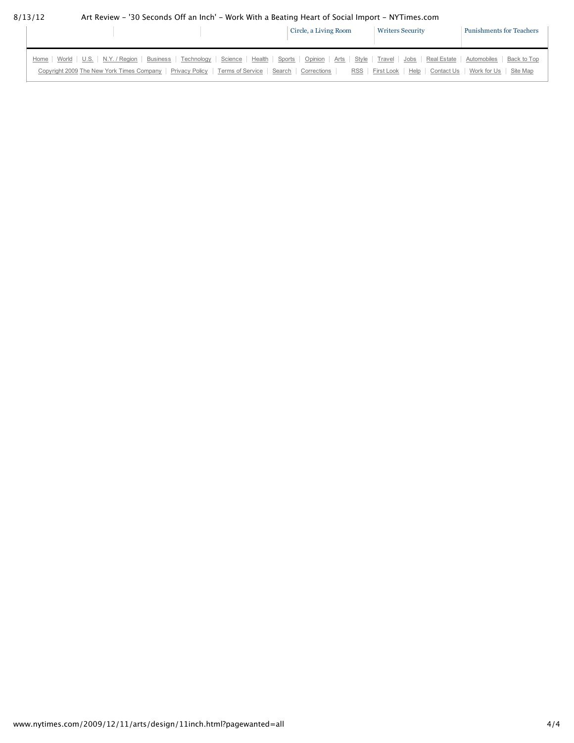| | | | Circle, a Living Room | Writers Security | Punishments for Teachers |
|---|---|---|---|---|---|

Home | World | U.S. | N.Y. / Region | Business | Technology | Science | Health | Sports | Opinion | Arts | Style | Travel | Jobs | Real Estate | Automobiles | Back to Top

Copyright 2009 The New York Times Company | Privacy Policy | Terms of Service | Search | Corrections | RSS | First Look | Help | Contact Us | Work for Us | Site Map